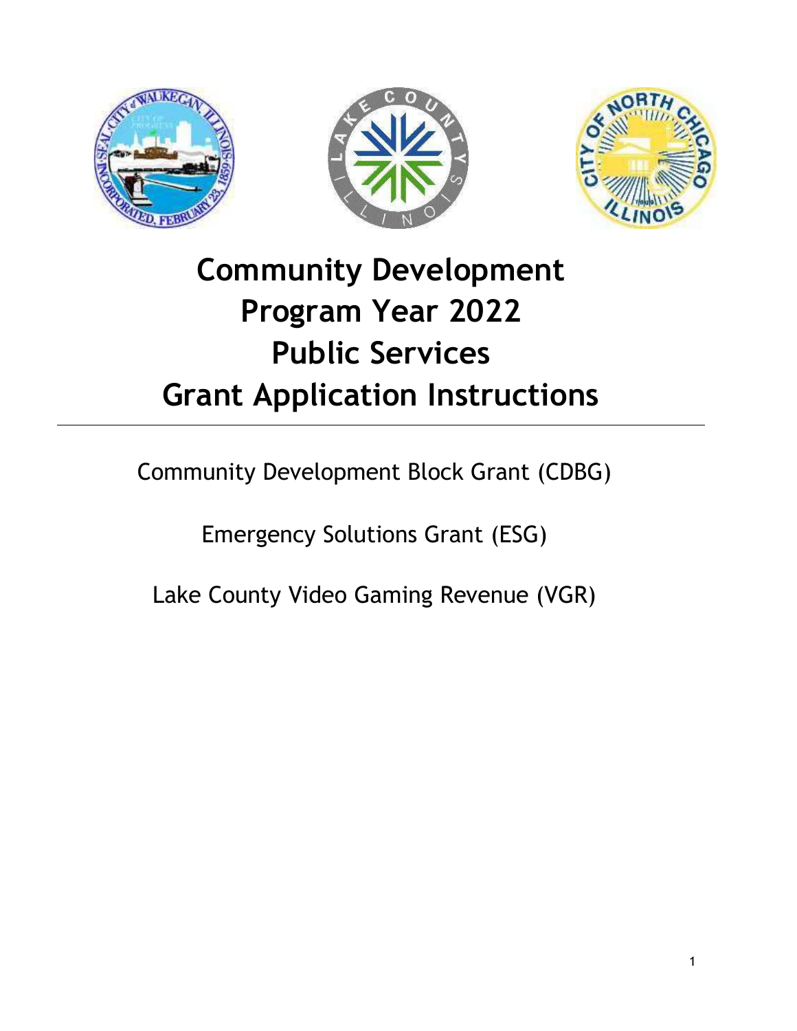# Community Development
# Program Year 2022
# Public Services
# Grant Application Instructions

---

Community Development Block Grant (CDBG)

Emergency Solutions Grant (ESG)

Lake County Video Gaming Revenue (VGR)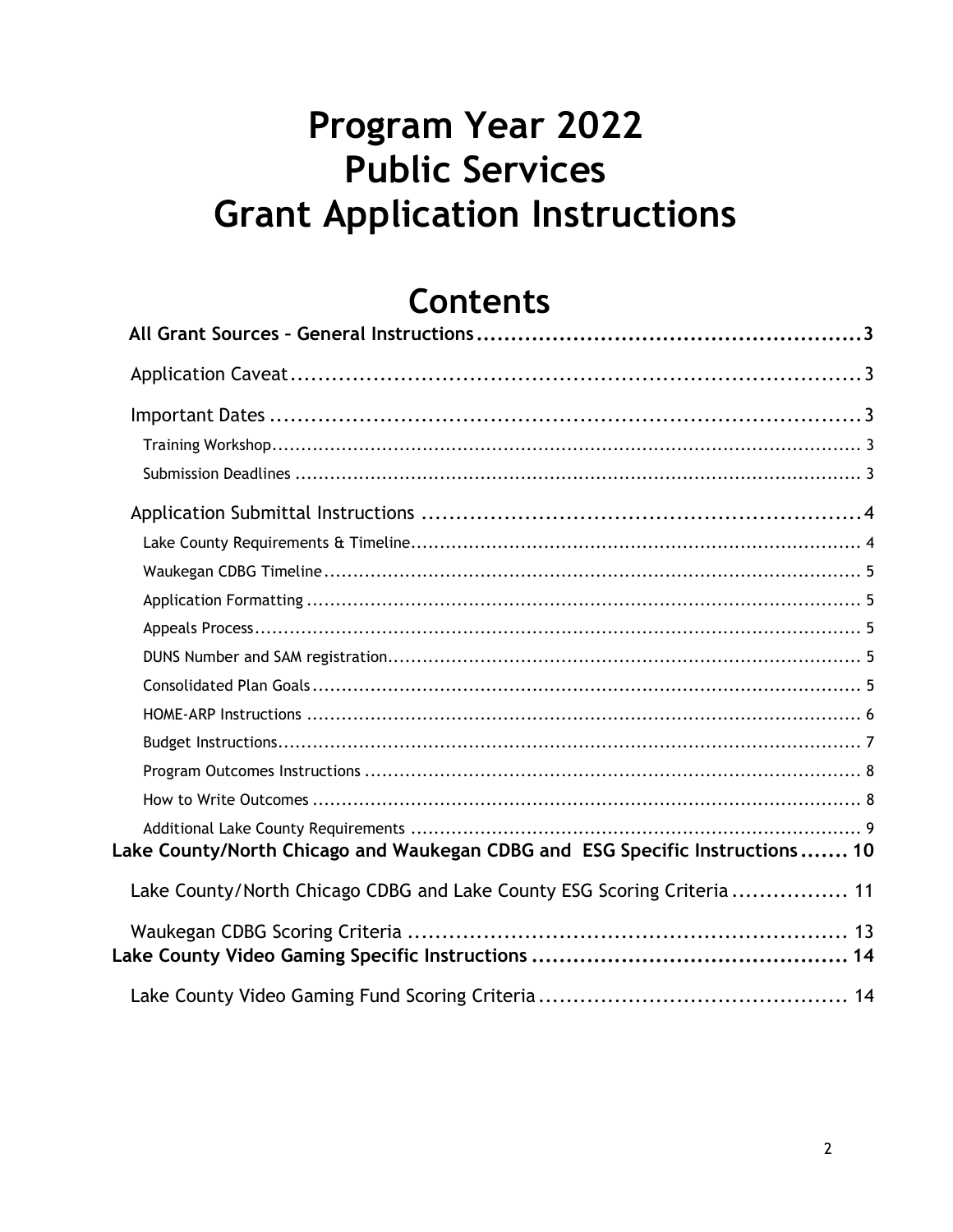# Program Year 2022 Public Services Grant Application Instructions

# Contents

**All Grant Sources – General Instructions** ........ 3

Application Caveat ........ 3

Important Dates ........ 3

- Training Workshop ........ 3
- Submission Deadlines ........ 3

Application Submittal Instructions ........ 4

- Lake County Requirements & Timeline ........ 4
- Waukegan CDBG Timeline ........ 5
- Application Formatting ........ 5
- Appeals Process ........ 5
- DUNS Number and SAM registration ........ 5
- Consolidated Plan Goals ........ 5
- HOME-ARP Instructions ........ 6
- Budget Instructions ........ 7
- Program Outcomes Instructions ........ 8
- How to Write Outcomes ........ 8
- Additional Lake County Requirements ........ 9

**Lake County/North Chicago and Waukegan CDBG and ESG Specific Instructions** ........ 10

Lake County/North Chicago CDBG and Lake County ESG Scoring Criteria ........ 11

Waukegan CDBG Scoring Criteria ........ 13

**Lake County Video Gaming Specific Instructions** ........ 14

Lake County Video Gaming Fund Scoring Criteria ........ 14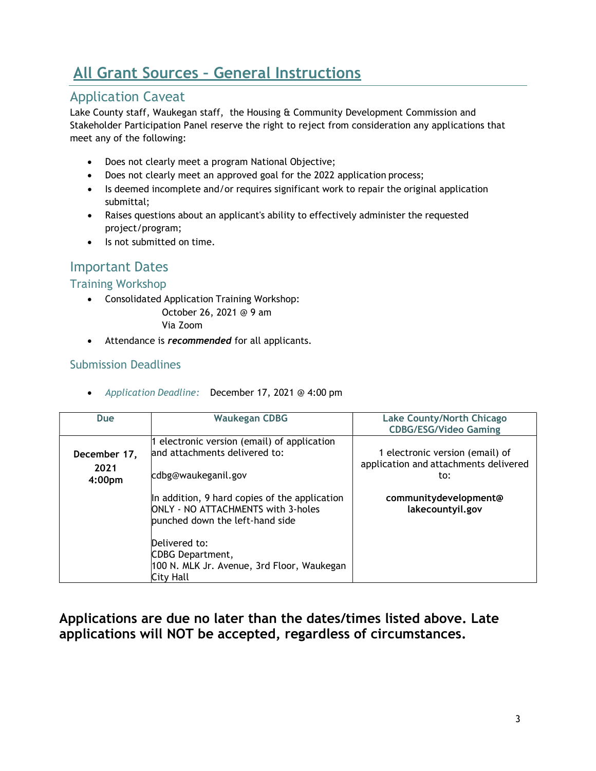# All Grant Sources – General Instructions

## Application Caveat

Lake County staff, Waukegan staff, the Housing & Community Development Commission and Stakeholder Participation Panel reserve the right to reject from consideration any applications that meet any of the following:

- Does not clearly meet a program National Objective;
- Does not clearly meet an approved goal for the 2022 application process;
- Is deemed incomplete and/or requires significant work to repair the original application submittal;
- Raises questions about an applicant's ability to effectively administer the requested project/program;
- Is not submitted on time.

## Important Dates

### Training Workshop

- Consolidated Application Training Workshop:
  October 26, 2021 @ 9 am
  Via Zoom
- Attendance is ***recommended*** for all applicants.

### Submission Deadlines

- *Application Deadline:* December 17, 2021 @ 4:00 pm

| Due | Waukegan CDBG | Lake County/North Chicago CDBG/ESG/Video Gaming |
|---|---|---|
| **December 17, 2021 4:00pm** | 1 electronic version (email) of application and attachments delivered to: cdbg@waukeganil.gov<br><br>In addition, 9 hard copies of the application ONLY - NO ATTACHMENTS with 3-holes punched down the left-hand side<br><br>Delivered to: CDBG Department, 100 N. MLK Jr. Avenue, 3rd Floor, Waukegan City Hall | 1 electronic version (email) of application and attachments delivered to:<br><br>**communitydevelopment@lakecountyil.gov** |

**Applications are due no later than the dates/times listed above. Late applications will NOT be accepted, regardless of circumstances.**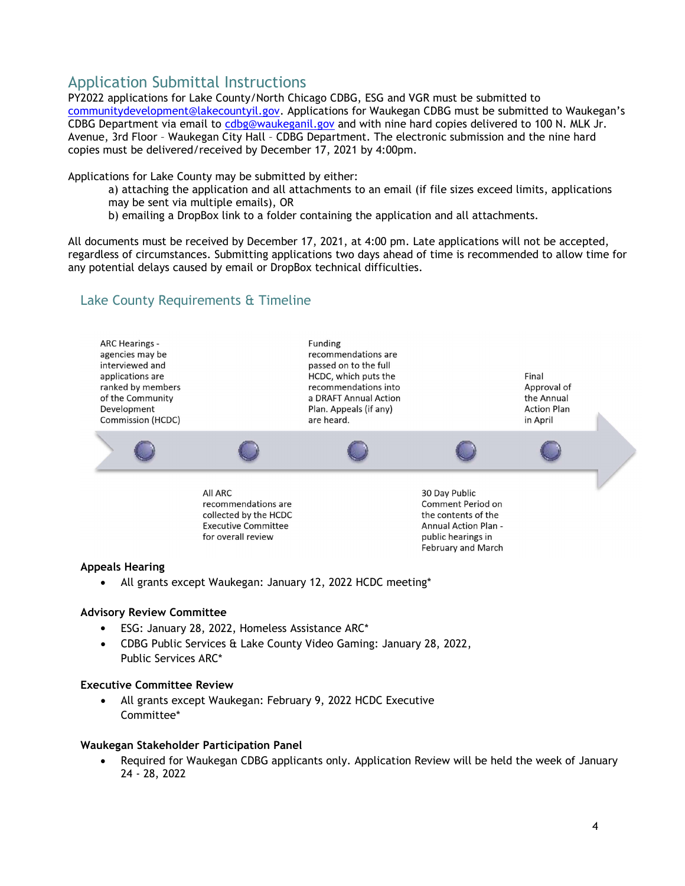## Application Submittal Instructions

PY2022 applications for Lake County/North Chicago CDBG, ESG and VGR must be submitted to communitydevelopment@lakecountyil.gov. Applications for Waukegan CDBG must be submitted to Waukegan's CDBG Department via email to cdbg@waukeganil.gov and with nine hard copies delivered to 100 N. MLK Jr. Avenue, 3rd Floor – Waukegan City Hall – CDBG Department. The electronic submission and the nine hard copies must be delivered/received by December 17, 2021 by 4:00pm.

Applications for Lake County may be submitted by either:

a) attaching the application and all attachments to an email (if file sizes exceed limits, applications may be sent via multiple emails), OR
b) emailing a DropBox link to a folder containing the application and all attachments.

All documents must be received by December 17, 2021, at 4:00 pm. Late applications will not be accepted, regardless of circumstances. Submitting applications two days ahead of time is recommended to allow time for any potential delays caused by email or DropBox technical difficulties.

### Lake County Requirements & Timeline

1. ARC Hearings - agencies may be interviewed and applications are ranked by members of the Community Development Commission (HCDC)
2. All ARC recommendations are collected by the HCDC Executive Committee for overall review
3. Funding recommendations are passed on to the full HCDC, which puts the recommendations into a DRAFT Annual Action Plan. Appeals (if any) are heard.
4. 30 Day Public Comment Period on the contents of the Annual Action Plan - public hearings in February and March
5. Final Approval of the Annual Action Plan in April

**Appeals Hearing**

- All grants except Waukegan: January 12, 2022 HCDC meeting*

**Advisory Review Committee**

- ESG: January 28, 2022, Homeless Assistance ARC*
- CDBG Public Services & Lake County Video Gaming: January 28, 2022, Public Services ARC*

**Executive Committee Review**

- All grants except Waukegan: February 9, 2022 HCDC Executive Committee*

**Waukegan Stakeholder Participation Panel**

- Required for Waukegan CDBG applicants only. Application Review will be held the week of January 24 - 28, 2022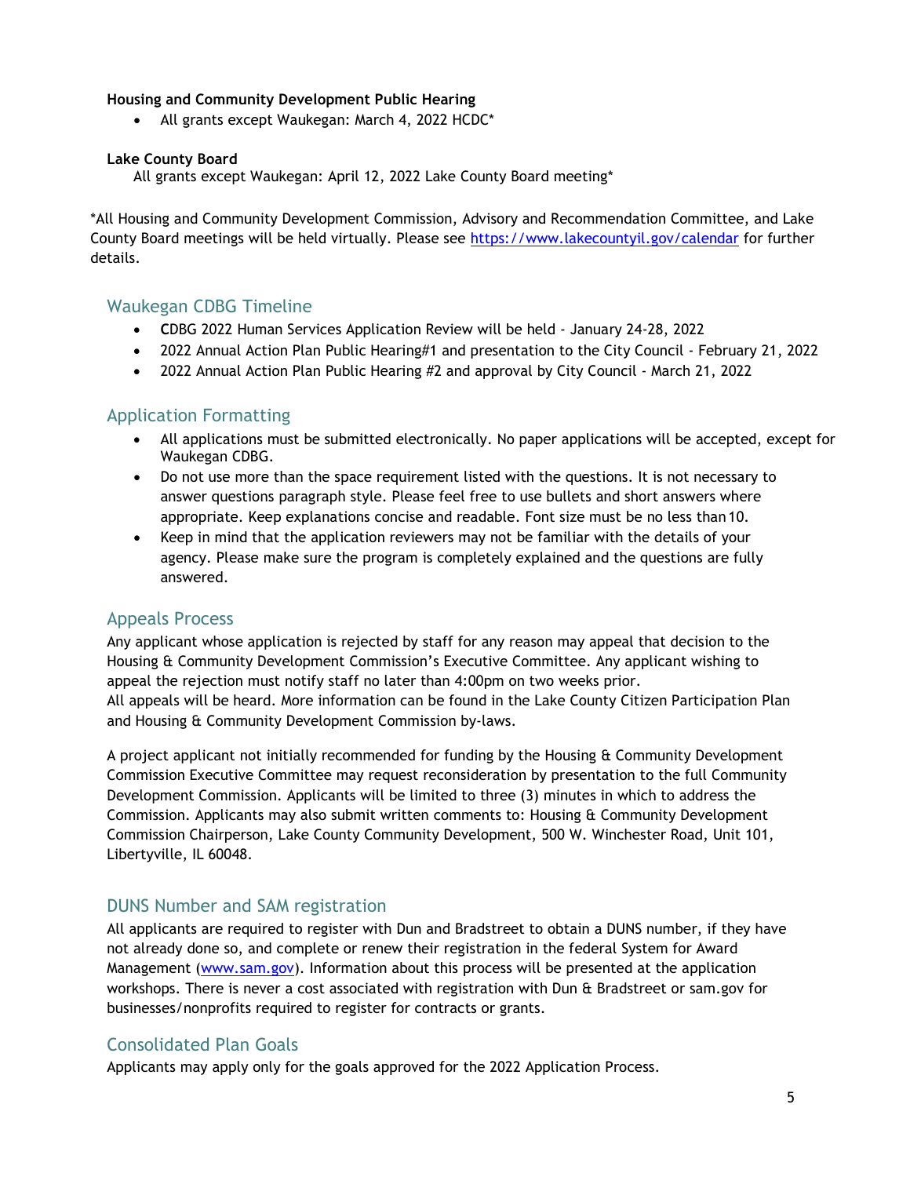**Housing and Community Development Public Hearing**

- All grants except Waukegan: March 4, 2022 HCDC*

**Lake County Board**

All grants except Waukegan: April 12, 2022 Lake County Board meeting*

*All Housing and Community Development Commission, Advisory and Recommendation Committee, and Lake County Board meetings will be held virtually. Please see https://www.lakecountyil.gov/calendar for further details.

## Waukegan CDBG Timeline

- CDBG 2022 Human Services Application Review will be held - January 24-28, 2022
- 2022 Annual Action Plan Public Hearing#1 and presentation to the City Council - February 21, 2022
- 2022 Annual Action Plan Public Hearing #2 and approval by City Council - March 21, 2022

## Application Formatting

- All applications must be submitted electronically. No paper applications will be accepted, except for Waukegan CDBG.
- Do not use more than the space requirement listed with the questions. It is not necessary to answer questions paragraph style. Please feel free to use bullets and short answers where appropriate. Keep explanations concise and readable. Font size must be no less than 10.
- Keep in mind that the application reviewers may not be familiar with the details of your agency. Please make sure the program is completely explained and the questions are fully answered.

## Appeals Process

Any applicant whose application is rejected by staff for any reason may appeal that decision to the Housing & Community Development Commission's Executive Committee. Any applicant wishing to appeal the rejection must notify staff no later than 4:00pm on two weeks prior.
All appeals will be heard. More information can be found in the Lake County Citizen Participation Plan and Housing & Community Development Commission by-laws.

A project applicant not initially recommended for funding by the Housing & Community Development Commission Executive Committee may request reconsideration by presentation to the full Community Development Commission. Applicants will be limited to three (3) minutes in which to address the Commission. Applicants may also submit written comments to: Housing & Community Development Commission Chairperson, Lake County Community Development, 500 W. Winchester Road, Unit 101, Libertyville, IL 60048.

## DUNS Number and SAM registration

All applicants are required to register with Dun and Bradstreet to obtain a DUNS number, if they have not already done so, and complete or renew their registration in the federal System for Award Management (www.sam.gov). Information about this process will be presented at the application workshops. There is never a cost associated with registration with Dun & Bradstreet or sam.gov for businesses/nonprofits required to register for contracts or grants.

## Consolidated Plan Goals

Applicants may apply only for the goals approved for the 2022 Application Process.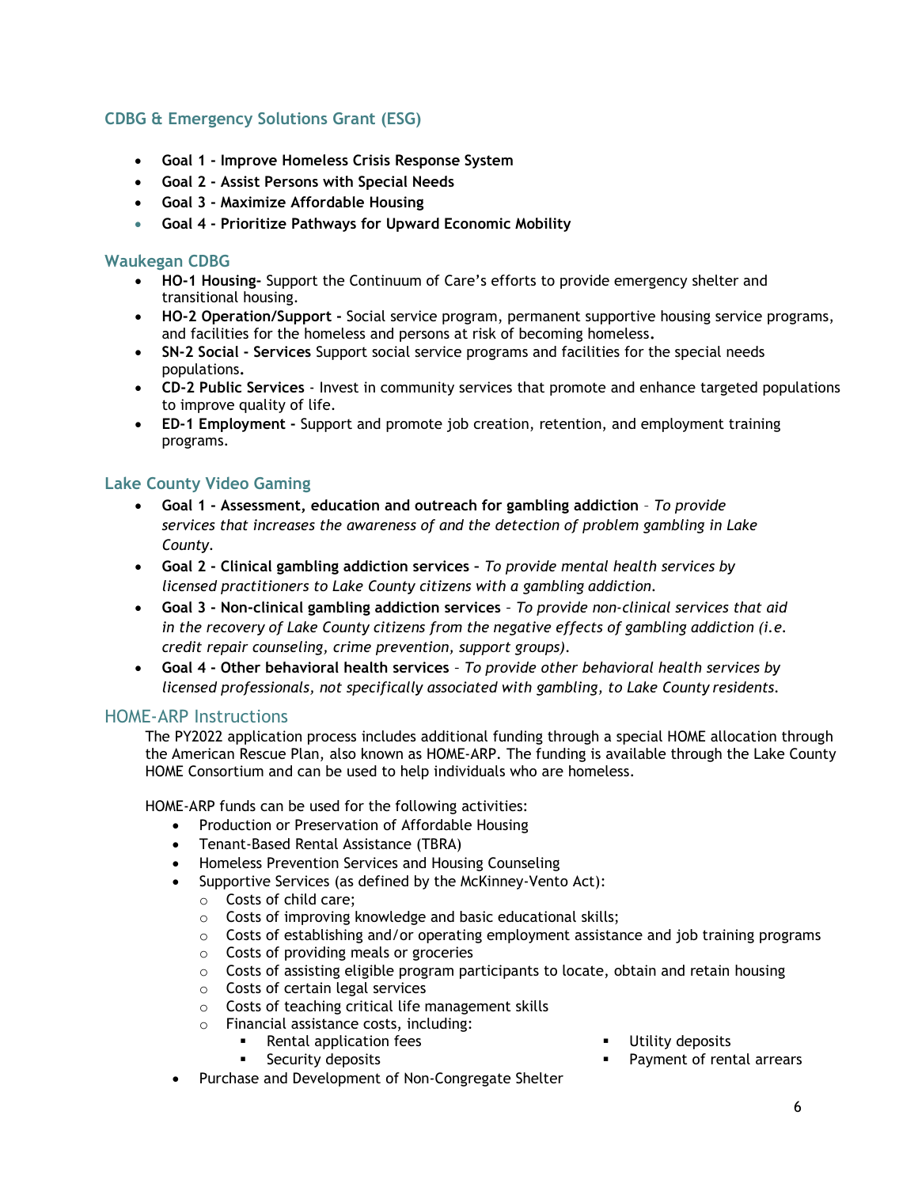### CDBG & Emergency Solutions Grant (ESG)

- **Goal 1 - Improve Homeless Crisis Response System**
- **Goal 2 - Assist Persons with Special Needs**
- **Goal 3 - Maximize Affordable Housing**
- **Goal 4 - Prioritize Pathways for Upward Economic Mobility**

### Waukegan CDBG

- **HO-1 Housing-** Support the Continuum of Care's efforts to provide emergency shelter and transitional housing.
- **HO-2 Operation/Support -** Social service program, permanent supportive housing service programs, and facilities for the homeless and persons at risk of becoming homeless**.**
- **SN-2 Social - Services** Support social service programs and facilities for the special needs populations**.**
- **CD-2 Public Services** - Invest in community services that promote and enhance targeted populations to improve quality of life.
- **ED-1 Employment -** Support and promote job creation, retention, and employment training programs.

### Lake County Video Gaming

- **Goal 1 - Assessment, education and outreach for gambling addiction** – *To provide services that increases the awareness of and the detection of problem gambling in Lake County.*
- **Goal 2 - Clinical gambling addiction services** – *To provide mental health services by licensed practitioners to Lake County citizens with a gambling addiction.*
- **Goal 3 - Non-clinical gambling addiction services** – *To provide non-clinical services that aid in the recovery of Lake County citizens from the negative effects of gambling addiction (i.e. credit repair counseling, crime prevention, support groups).*
- **Goal 4 - Other behavioral health services** – *To provide other behavioral health services by licensed professionals, not specifically associated with gambling, to Lake County residents.*

## HOME-ARP Instructions

The PY2022 application process includes additional funding through a special HOME allocation through the American Rescue Plan, also known as HOME-ARP. The funding is available through the Lake County HOME Consortium and can be used to help individuals who are homeless.

HOME-ARP funds can be used for the following activities:

- Production or Preservation of Affordable Housing
- Tenant-Based Rental Assistance (TBRA)
- Homeless Prevention Services and Housing Counseling
- Supportive Services (as defined by the McKinney-Vento Act):
  - Costs of child care;
  - Costs of improving knowledge and basic educational skills;
  - Costs of establishing and/or operating employment assistance and job training programs
  - Costs of providing meals or groceries
  - Costs of assisting eligible program participants to locate, obtain and retain housing
  - Costs of certain legal services
  - Costs of teaching critical life management skills
  - Financial assistance costs, including:
    - Rental application fees
    - Security deposits
    - Utility deposits
    - Payment of rental arrears
- Purchase and Development of Non-Congregate Shelter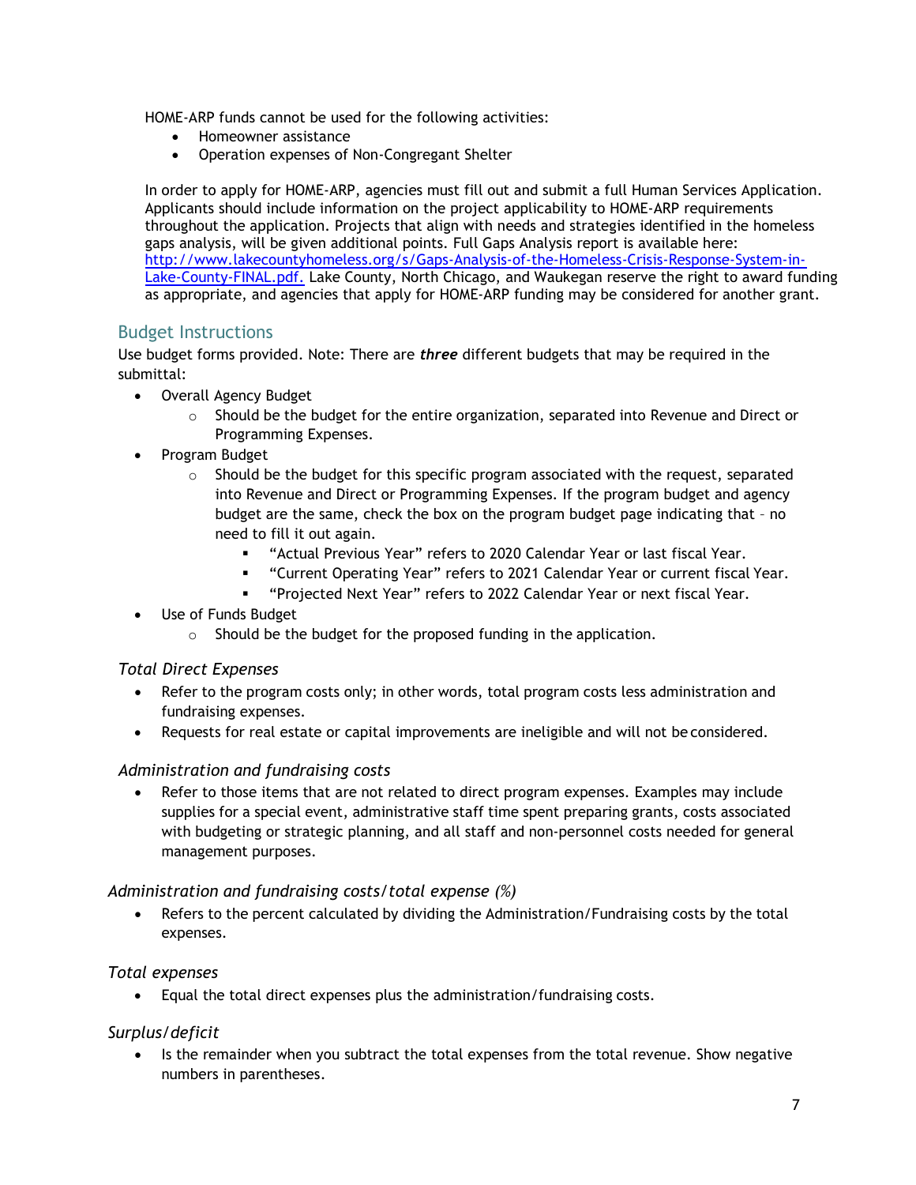HOME-ARP funds cannot be used for the following activities:

- Homeowner assistance
- Operation expenses of Non-Congregant Shelter

In order to apply for HOME-ARP, agencies must fill out and submit a full Human Services Application. Applicants should include information on the project applicability to HOME-ARP requirements throughout the application. Projects that align with needs and strategies identified in the homeless gaps analysis, will be given additional points. Full Gaps Analysis report is available here: [http://www.lakecountyhomeless.org/s/Gaps-Analysis-of-the-Homeless-Crisis-Response-System-in-Lake-County-FINAL.pdf.](http://www.lakecountyhomeless.org/s/Gaps-Analysis-of-the-Homeless-Crisis-Response-System-in-Lake-County-FINAL.pdf) Lake County, North Chicago, and Waukegan reserve the right to award funding as appropriate, and agencies that apply for HOME-ARP funding may be considered for another grant.

## Budget Instructions

Use budget forms provided. Note: There are ***three*** different budgets that may be required in the submittal:

- Overall Agency Budget
  - Should be the budget for the entire organization, separated into Revenue and Direct or Programming Expenses.
- Program Budget
  - Should be the budget for this specific program associated with the request, separated into Revenue and Direct or Programming Expenses. If the program budget and agency budget are the same, check the box on the program budget page indicating that – no need to fill it out again.
    - "Actual Previous Year" refers to 2020 Calendar Year or last fiscal Year.
    - "Current Operating Year" refers to 2021 Calendar Year or current fiscal Year.
    - "Projected Next Year" refers to 2022 Calendar Year or next fiscal Year.
- Use of Funds Budget
  - Should be the budget for the proposed funding in the application.

### *Total Direct Expenses*

- Refer to the program costs only; in other words, total program costs less administration and fundraising expenses.
- Requests for real estate or capital improvements are ineligible and will not be considered.

### *Administration and fundraising costs*

- Refer to those items that are not related to direct program expenses. Examples may include supplies for a special event, administrative staff time spent preparing grants, costs associated with budgeting or strategic planning, and all staff and non-personnel costs needed for general management purposes.

### *Administration and fundraising costs/total expense (%)*

- Refers to the percent calculated by dividing the Administration/Fundraising costs by the total expenses.

### *Total expenses*

- Equal the total direct expenses plus the administration/fundraising costs.

### *Surplus/deficit*

- Is the remainder when you subtract the total expenses from the total revenue. Show negative numbers in parentheses.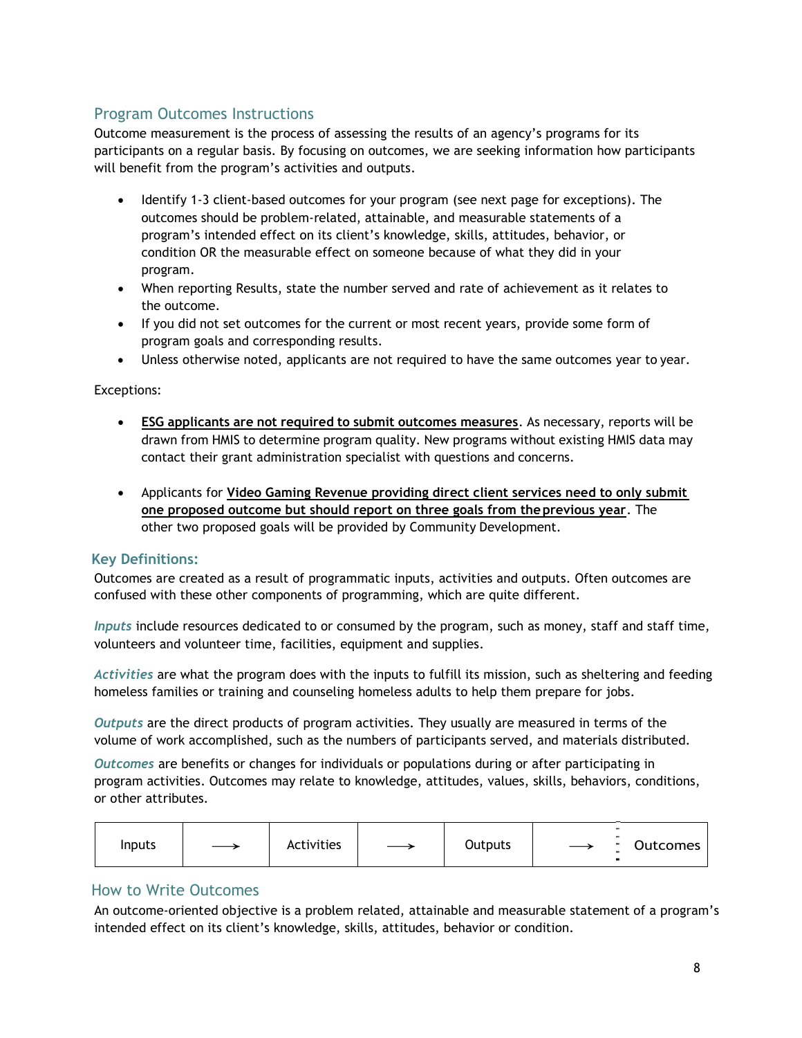## Program Outcomes Instructions

Outcome measurement is the process of assessing the results of an agency's programs for its participants on a regular basis. By focusing on outcomes, we are seeking information how participants will benefit from the program's activities and outputs.

- Identify 1-3 client-based outcomes for your program (see next page for exceptions). The outcomes should be problem-related, attainable, and measurable statements of a program's intended effect on its client's knowledge, skills, attitudes, behavior, or condition OR the measurable effect on someone because of what they did in your program.
- When reporting Results, state the number served and rate of achievement as it relates to the outcome.
- If you did not set outcomes for the current or most recent years, provide some form of program goals and corresponding results.
- Unless otherwise noted, applicants are not required to have the same outcomes year to year.

Exceptions:

- **ESG applicants are not required to submit outcomes measures**. As necessary, reports will be drawn from HMIS to determine program quality. New programs without existing HMIS data may contact their grant administration specialist with questions and concerns.

- Applicants for **Video Gaming Revenue providing direct client services need to only submit one proposed outcome but should report on three goals from the previous year**. The other two proposed goals will be provided by Community Development.

### Key Definitions:

Outcomes are created as a result of programmatic inputs, activities and outputs. Often outcomes are confused with these other components of programming, which are quite different.

***Inputs*** include resources dedicated to or consumed by the program, such as money, staff and staff time, volunteers and volunteer time, facilities, equipment and supplies.

***Activities*** are what the program does with the inputs to fulfill its mission, such as sheltering and feeding homeless families or training and counseling homeless adults to help them prepare for jobs.

***Outputs*** are the direct products of program activities. They usually are measured in terms of the volume of work accomplished, such as the numbers of participants served, and materials distributed.

***Outcomes*** are benefits or changes for individuals or populations during or after participating in program activities. Outcomes may relate to knowledge, attitudes, values, skills, behaviors, conditions, or other attributes.

| Inputs | ⟶ | Activities | ⟶ | Outputs | ⟶ | Outcomes |
|---|---|---|---|---|---|---|

## How to Write Outcomes

An outcome-oriented objective is a problem related, attainable and measurable statement of a program's intended effect on its client's knowledge, skills, attitudes, behavior or condition.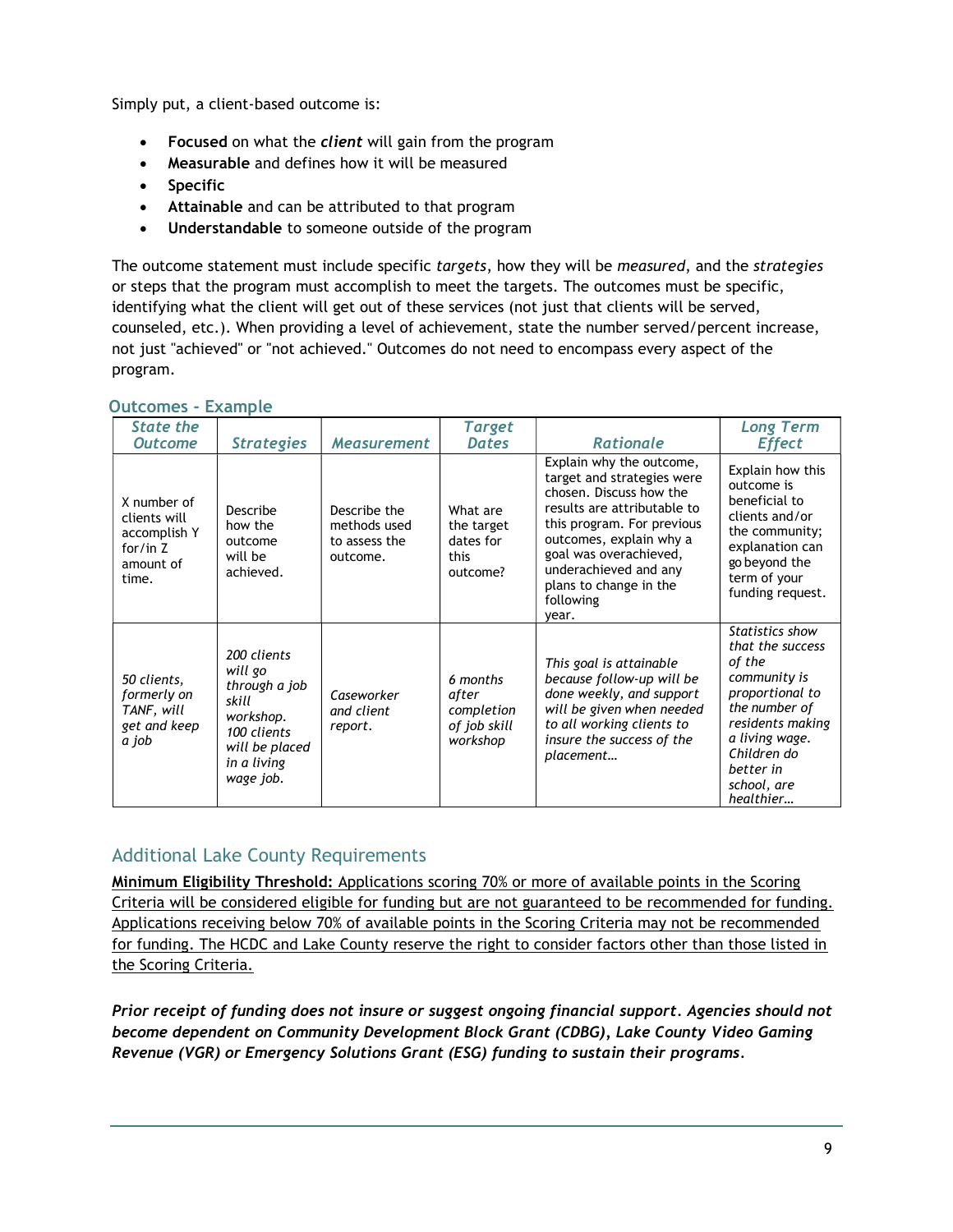Simply put, a client-based outcome is:

- **Focused** on what the ***client*** will gain from the program
- **Measurable** and defines how it will be measured
- **Specific**
- **Attainable** and can be attributed to that program
- **Understandable** to someone outside of the program

The outcome statement must include specific *targets*, how they will be *measured*, and the *strategies* or steps that the program must accomplish to meet the targets. The outcomes must be specific, identifying what the client will get out of these services (not just that clients will be served, counseled, etc.). When providing a level of achievement, state the number served/percent increase, not just "achieved" or "not achieved." Outcomes do not need to encompass every aspect of the program.

## Outcomes - Example

| *State the Outcome* | *Strategies* | *Measurement* | *Target Dates* | *Rationale* | *Long Term Effect* |
|---|---|---|---|---|---|
| X number of clients will accomplish Y for/in Z amount of time. | Describe how the outcome will be achieved. | Describe the methods used to assess the outcome. | What are the target dates for this outcome? | Explain why the outcome, target and strategies were chosen. Discuss how the results are attributable to this program. For previous outcomes, explain why a goal was overachieved, underachieved and any plans to change in the following year. | Explain how this outcome is beneficial to clients and/or the community; explanation can go beyond the term of your funding request. |
| *50 clients, formerly on TANF, will get and keep a job* | *200 clients will go through a job skill workshop. 100 clients will be placed in a living wage job.* | *Caseworker and client report.* | *6 months after completion of job skill workshop* | *This goal is attainable because follow-up will be done weekly, and support will be given when needed to all working clients to insure the success of the placement…* | *Statistics show that the success of the community is proportional to the number of residents making a living wage. Children do better in school, are healthier…* |

## Additional Lake County Requirements

**Minimum Eligibility Threshold:** Applications scoring 70% or more of available points in the Scoring Criteria will be considered eligible for funding but are not guaranteed to be recommended for funding. Applications receiving below 70% of available points in the Scoring Criteria may not be recommended for funding. The HCDC and Lake County reserve the right to consider factors other than those listed in the Scoring Criteria.

***Prior receipt of funding does not insure or suggest ongoing financial support. Agencies should not become dependent on Community Development Block Grant (CDBG), Lake County Video Gaming Revenue (VGR) or Emergency Solutions Grant (ESG) funding to sustain their programs.***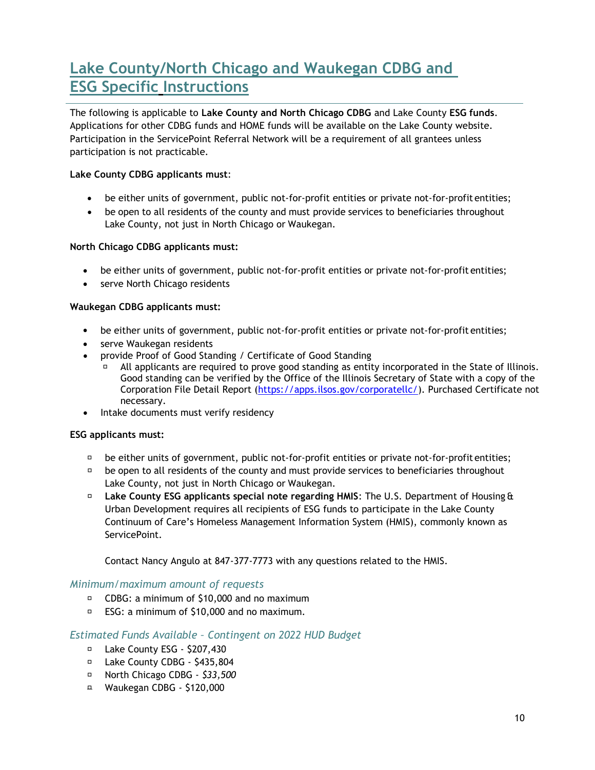# Lake County/North Chicago and Waukegan CDBG and ESG Specific Instructions

The following is applicable to **Lake County and North Chicago CDBG** and Lake County **ESG funds**. Applications for other CDBG funds and HOME funds will be available on the Lake County website. Participation in the ServicePoint Referral Network will be a requirement of all grantees unless participation is not practicable.

**Lake County CDBG applicants must**:

- be either units of government, public not-for-profit entities or private not-for-profit entities;
- be open to all residents of the county and must provide services to beneficiaries throughout Lake County, not just in North Chicago or Waukegan.

**North Chicago CDBG applicants must:**

- be either units of government, public not-for-profit entities or private not-for-profit entities;
- serve North Chicago residents

**Waukegan CDBG applicants must:**

- be either units of government, public not-for-profit entities or private not-for-profit entities;
- serve Waukegan residents
- provide Proof of Good Standing / Certificate of Good Standing
  - All applicants are required to prove good standing as entity incorporated in the State of Illinois. Good standing can be verified by the Office of the Illinois Secretary of State with a copy of the Corporation File Detail Report (https://apps.ilsos.gov/corporatellc/). Purchased Certificate not necessary.
- Intake documents must verify residency

**ESG applicants must:**

- be either units of government, public not-for-profit entities or private not-for-profit entities;
- be open to all residents of the county and must provide services to beneficiaries throughout Lake County, not just in North Chicago or Waukegan.
- **Lake County ESG applicants special note regarding HMIS**: The U.S. Department of Housing & Urban Development requires all recipients of ESG funds to participate in the Lake County Continuum of Care's Homeless Management Information System (HMIS), commonly known as ServicePoint.

  Contact Nancy Angulo at 847-377-7773 with any questions related to the HMIS.

### *Minimum/maximum amount of requests*

- CDBG: a minimum of $10,000 and no maximum
- ESG: a minimum of $10,000 and no maximum.

### *Estimated Funds Available – Contingent on 2022 HUD Budget*

- Lake County ESG - $207,430
- Lake County CDBG - $435,804
- North Chicago CDBG - *$33,500*
- Waukegan CDBG - $120,000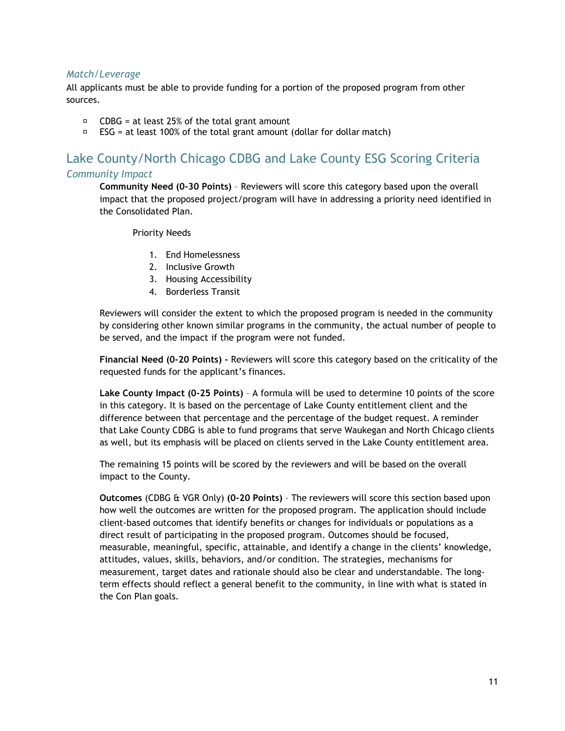### *Match/Leverage*

All applicants must be able to provide funding for a portion of the proposed program from other sources.

- CDBG = at least 25% of the total grant amount
- ESG = at least 100% of the total grant amount (dollar for dollar match)

## Lake County/North Chicago CDBG and Lake County ESG Scoring Criteria

### *Community Impact*

**Community Need (0-30 Points)** – Reviewers will score this category based upon the overall impact that the proposed project/program will have in addressing a priority need identified in the Consolidated Plan.

Priority Needs

1. End Homelessness
2. Inclusive Growth
3. Housing Accessibility
4. Borderless Transit

Reviewers will consider the extent to which the proposed program is needed in the community by considering other known similar programs in the community, the actual number of people to be served, and the impact if the program were not funded.

**Financial Need (0-20 Points) -** Reviewers will score this category based on the criticality of the requested funds for the applicant's finances.

**Lake County Impact (0-25 Points)** – A formula will be used to determine 10 points of the score in this category. It is based on the percentage of Lake County entitlement client and the difference between that percentage and the percentage of the budget request. A reminder that Lake County CDBG is able to fund programs that serve Waukegan and North Chicago clients as well, but its emphasis will be placed on clients served in the Lake County entitlement area.

The remaining 15 points will be scored by the reviewers and will be based on the overall impact to the County.

**Outcomes** (CDBG & VGR Only) **(0-20 Points)** – The reviewers will score this section based upon how well the outcomes are written for the proposed program. The application should include client-based outcomes that identify benefits or changes for individuals or populations as a direct result of participating in the proposed program. Outcomes should be focused, measurable, meaningful, specific, attainable, and identify a change in the clients' knowledge, attitudes, values, skills, behaviors, and/or condition. The strategies, mechanisms for measurement, target dates and rationale should also be clear and understandable. The long-term effects should reflect a general benefit to the community, in line with what is stated in the Con Plan goals.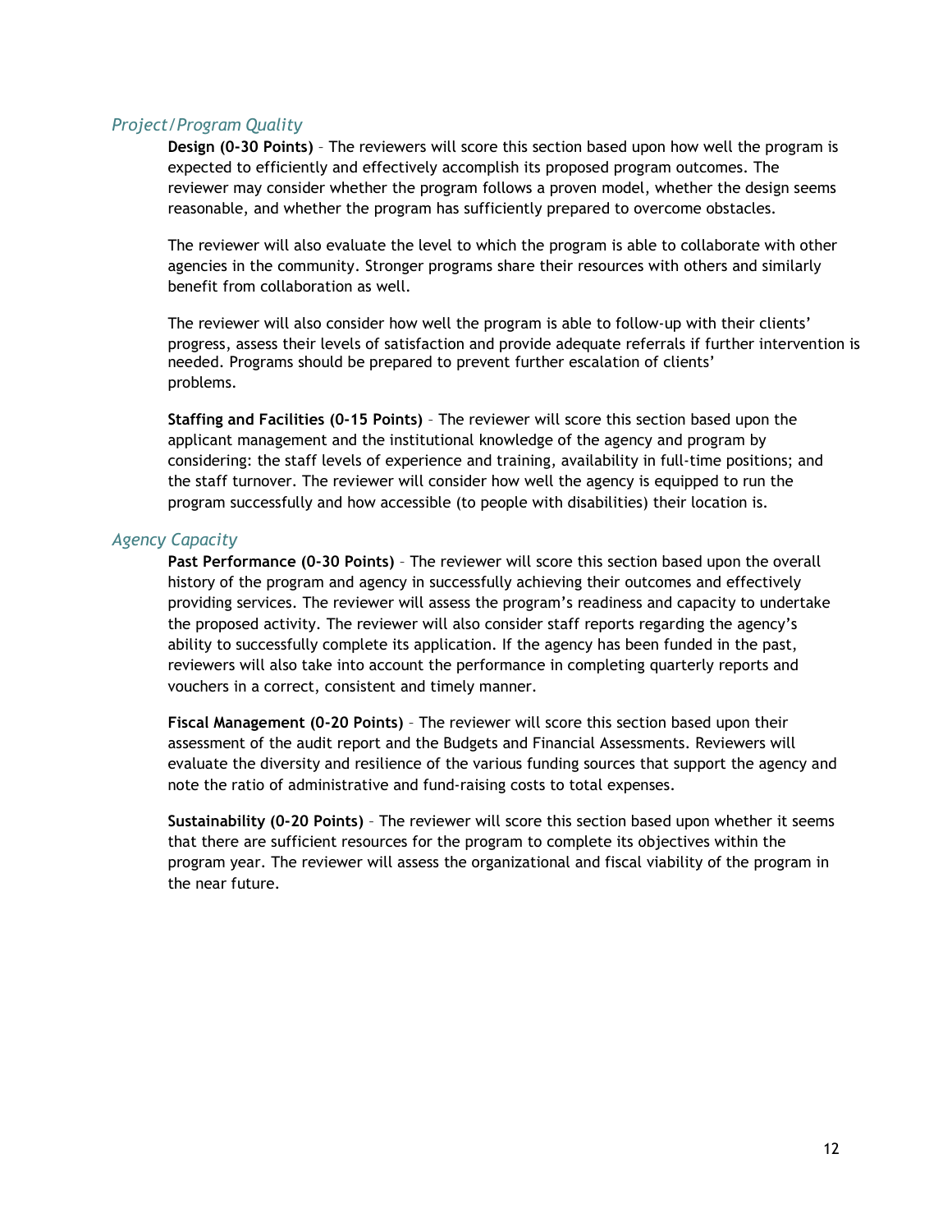### *Project/Program Quality*

**Design (0-30 Points)** – The reviewers will score this section based upon how well the program is expected to efficiently and effectively accomplish its proposed program outcomes. The reviewer may consider whether the program follows a proven model, whether the design seems reasonable, and whether the program has sufficiently prepared to overcome obstacles.

The reviewer will also evaluate the level to which the program is able to collaborate with other agencies in the community. Stronger programs share their resources with others and similarly benefit from collaboration as well.

The reviewer will also consider how well the program is able to follow-up with their clients' progress, assess their levels of satisfaction and provide adequate referrals if further intervention is needed. Programs should be prepared to prevent further escalation of clients' problems.

**Staffing and Facilities (0-15 Points)** – The reviewer will score this section based upon the applicant management and the institutional knowledge of the agency and program by considering: the staff levels of experience and training, availability in full-time positions; and the staff turnover. The reviewer will consider how well the agency is equipped to run the program successfully and how accessible (to people with disabilities) their location is.

### *Agency Capacity*

**Past Performance (0-30 Points)** – The reviewer will score this section based upon the overall history of the program and agency in successfully achieving their outcomes and effectively providing services. The reviewer will assess the program's readiness and capacity to undertake the proposed activity. The reviewer will also consider staff reports regarding the agency's ability to successfully complete its application. If the agency has been funded in the past, reviewers will also take into account the performance in completing quarterly reports and vouchers in a correct, consistent and timely manner.

**Fiscal Management (0-20 Points)** – The reviewer will score this section based upon their assessment of the audit report and the Budgets and Financial Assessments. Reviewers will evaluate the diversity and resilience of the various funding sources that support the agency and note the ratio of administrative and fund-raising costs to total expenses.

**Sustainability (0-20 Points)** – The reviewer will score this section based upon whether it seems that there are sufficient resources for the program to complete its objectives within the program year. The reviewer will assess the organizational and fiscal viability of the program in the near future.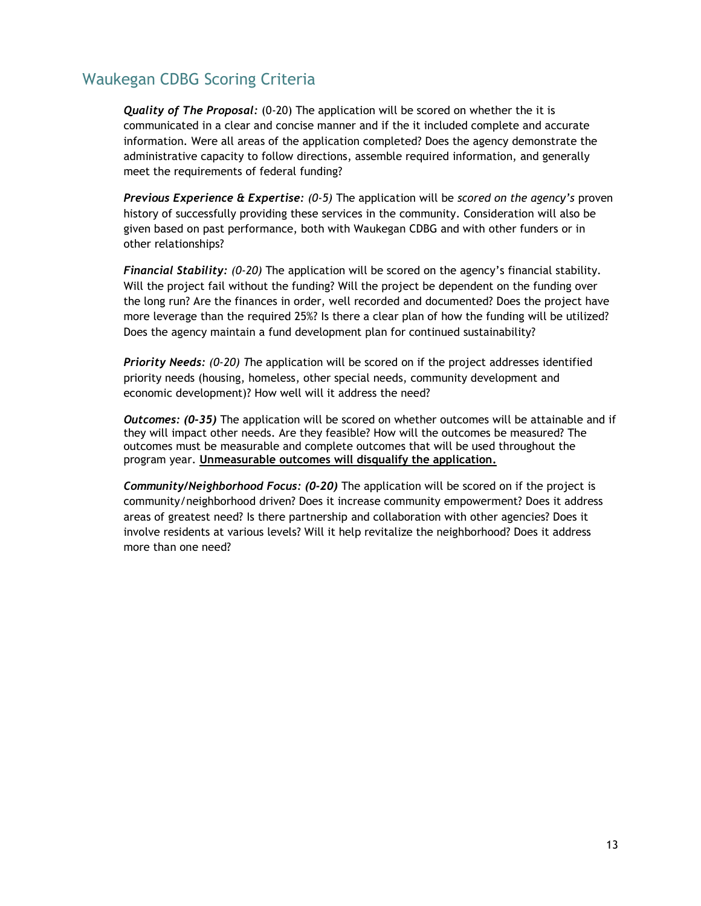## Waukegan CDBG Scoring Criteria

***Quality of The Proposal:*** (0-20) The application will be scored on whether the it is communicated in a clear and concise manner and if the it included complete and accurate information. Were all areas of the application completed? Does the agency demonstrate the administrative capacity to follow directions, assemble required information, and generally meet the requirements of federal funding?

***Previous Experience & Expertise:*** *(0-5)* The application will be *scored on the agency's* proven history of successfully providing these services in the community. Consideration will also be given based on past performance, both with Waukegan CDBG and with other funders or in other relationships?

***Financial Stability:*** *(0-20)* The application will be scored on the agency's financial stability. Will the project fail without the funding? Will the project be dependent on the funding over the long run? Are the finances in order, well recorded and documented? Does the project have more leverage than the required 25%? Is there a clear plan of how the funding will be utilized? Does the agency maintain a fund development plan for continued sustainability?

***Priority Needs:*** *(0-20) T*he application will be scored on if the project addresses identified priority needs (housing, homeless, other special needs, community development and economic development)? How well will it address the need?

***Outcomes: (0-35)*** The application will be scored on whether outcomes will be attainable and if they will impact other needs. Are they feasible? How will the outcomes be measured? The outcomes must be measurable and complete outcomes that will be used throughout the program year. **Unmeasurable outcomes will disqualify the application.**

***Community/Neighborhood Focus: (0-20)*** The application will be scored on if the project is community/neighborhood driven? Does it increase community empowerment? Does it address areas of greatest need? Is there partnership and collaboration with other agencies? Does it involve residents at various levels? Will it help revitalize the neighborhood? Does it address more than one need?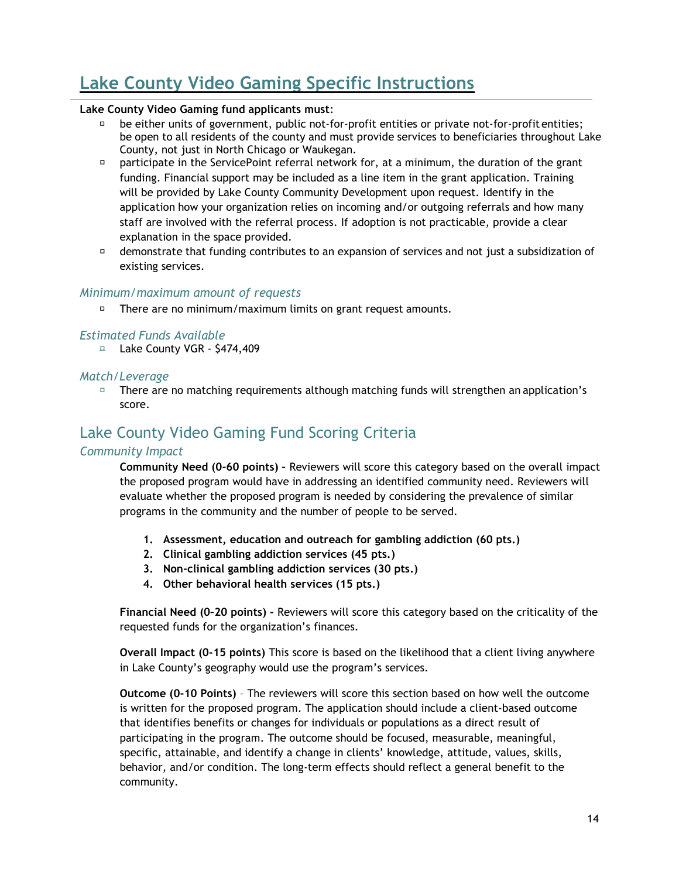# Lake County Video Gaming Specific Instructions

**Lake County Video Gaming fund applicants must**:

- be either units of government, public not-for-profit entities or private not-for-profit entities; be open to all residents of the county and must provide services to beneficiaries throughout Lake County, not just in North Chicago or Waukegan.
- participate in the ServicePoint referral network for, at a minimum, the duration of the grant funding. Financial support may be included as a line item in the grant application. Training will be provided by Lake County Community Development upon request. Identify in the application how your organization relies on incoming and/or outgoing referrals and how many staff are involved with the referral process. If adoption is not practicable, provide a clear explanation in the space provided.
- demonstrate that funding contributes to an expansion of services and not just a subsidization of existing services.

### *Minimum/maximum amount of requests*

- There are no minimum/maximum limits on grant request amounts.

### *Estimated Funds Available*

- Lake County VGR - $474,409

### *Match/Leverage*

- There are no matching requirements although matching funds will strengthen an application's score.

## Lake County Video Gaming Fund Scoring Criteria

### *Community Impact*

**Community Need (0-60 points) –** Reviewers will score this category based on the overall impact the proposed program would have in addressing an identified community need. Reviewers will evaluate whether the proposed program is needed by considering the prevalence of similar programs in the community and the number of people to be served.

1. **Assessment, education and outreach for gambling addiction (60 pts.)**
2. **Clinical gambling addiction services (45 pts.)**
3. **Non-clinical gambling addiction services (30 pts.)**
4. **Other behavioral health services (15 pts.)**

**Financial Need (0–20 points) -** Reviewers will score this category based on the criticality of the requested funds for the organization's finances.

**Overall Impact (0-15 points)** This score is based on the likelihood that a client living anywhere in Lake County's geography would use the program's services.

**Outcome (0-10 Points)** – The reviewers will score this section based on how well the outcome is written for the proposed program. The application should include a client-based outcome that identifies benefits or changes for individuals or populations as a direct result of participating in the program. The outcome should be focused, measurable, meaningful, specific, attainable, and identify a change in clients' knowledge, attitude, values, skills, behavior, and/or condition. The long-term effects should reflect a general benefit to the community.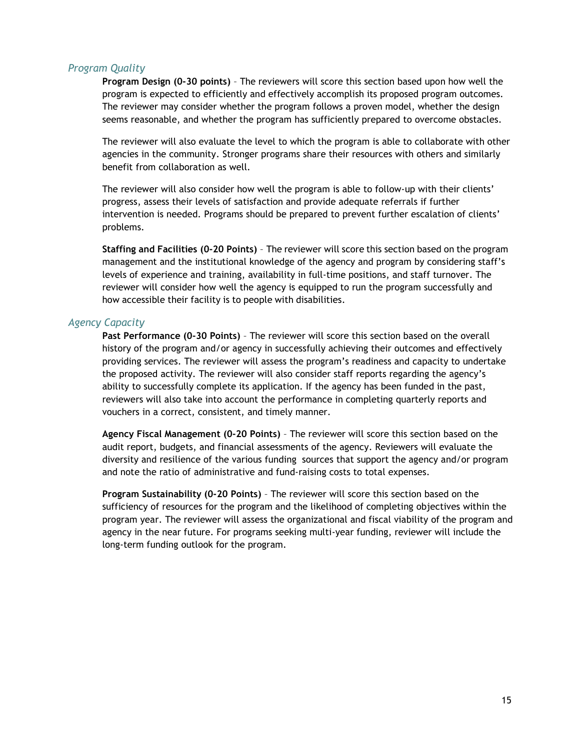### *Program Quality*

**Program Design (0-30 points)** – The reviewers will score this section based upon how well the program is expected to efficiently and effectively accomplish its proposed program outcomes. The reviewer may consider whether the program follows a proven model, whether the design seems reasonable, and whether the program has sufficiently prepared to overcome obstacles.

The reviewer will also evaluate the level to which the program is able to collaborate with other agencies in the community. Stronger programs share their resources with others and similarly benefit from collaboration as well.

The reviewer will also consider how well the program is able to follow-up with their clients' progress, assess their levels of satisfaction and provide adequate referrals if further intervention is needed. Programs should be prepared to prevent further escalation of clients' problems.

**Staffing and Facilities (0-20 Points)** – The reviewer will score this section based on the program management and the institutional knowledge of the agency and program by considering staff's levels of experience and training, availability in full-time positions, and staff turnover. The reviewer will consider how well the agency is equipped to run the program successfully and how accessible their facility is to people with disabilities.

### *Agency Capacity*

**Past Performance (0-30 Points)** – The reviewer will score this section based on the overall history of the program and/or agency in successfully achieving their outcomes and effectively providing services. The reviewer will assess the program's readiness and capacity to undertake the proposed activity. The reviewer will also consider staff reports regarding the agency's ability to successfully complete its application. If the agency has been funded in the past, reviewers will also take into account the performance in completing quarterly reports and vouchers in a correct, consistent, and timely manner.

**Agency Fiscal Management (0-20 Points)** – The reviewer will score this section based on the audit report, budgets, and financial assessments of the agency. Reviewers will evaluate the diversity and resilience of the various funding sources that support the agency and/or program and note the ratio of administrative and fund-raising costs to total expenses.

**Program Sustainability (0-20 Points)** – The reviewer will score this section based on the sufficiency of resources for the program and the likelihood of completing objectives within the program year. The reviewer will assess the organizational and fiscal viability of the program and agency in the near future. For programs seeking multi-year funding, reviewer will include the long-term funding outlook for the program.